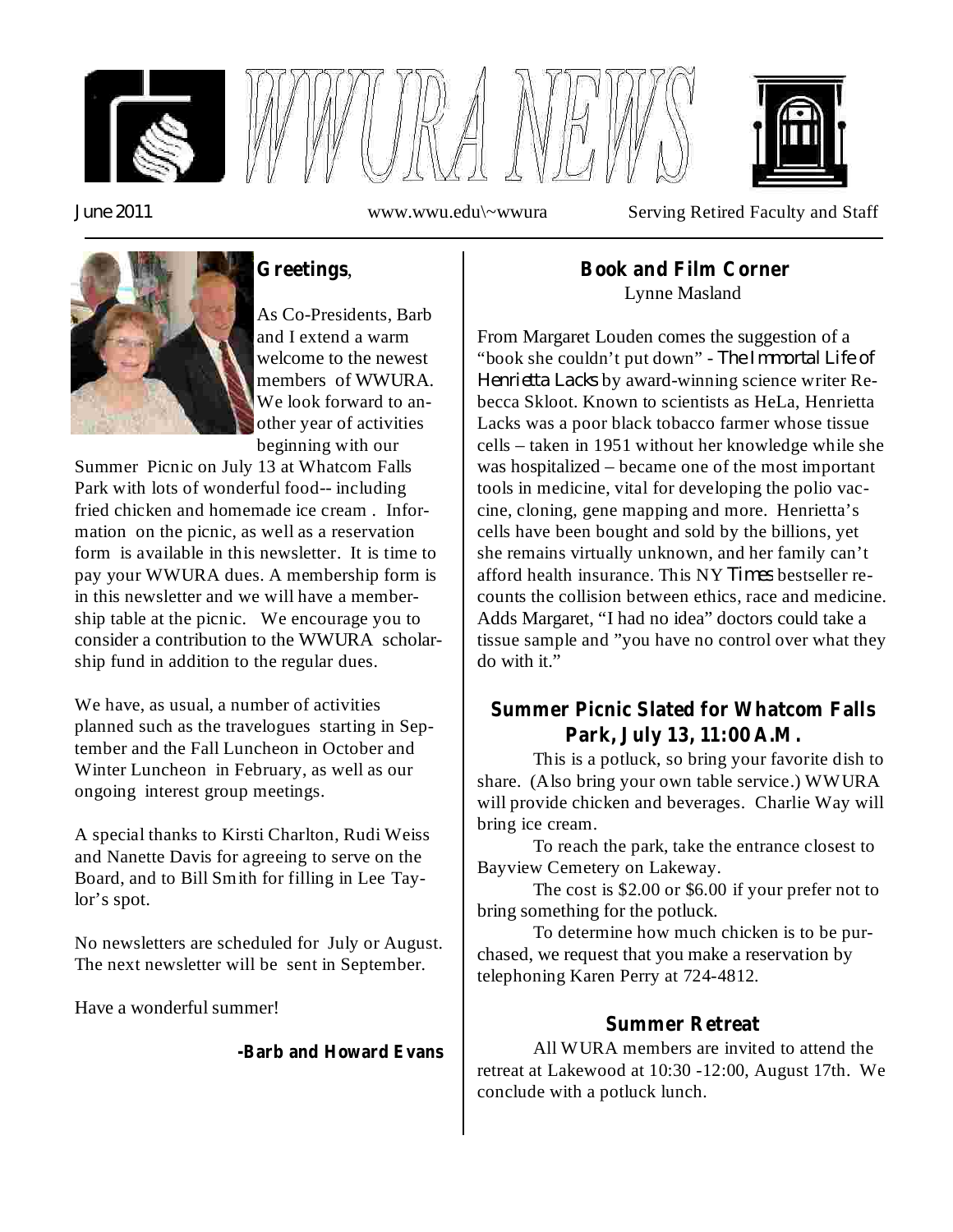# WWURA NEWS

June 2011 www.wwu.edu\~wwura Serving Retired Faculty and Staff

## Greetings,

As Co-Presidents, Barb and I extend a warm welcome to the newest members of WWURA. We look forward to another year of activities beginning with our Summer Picnic on July 13 at Whatcom Falls Park with lots of wonderful food-- including fried chicken and homemade ice cream . Information on the picnic, as well as a reservation form is available in this newsletter. It is time to pay your WWURA dues. A membership form is in this newsletter and we will have a membership table at the picnic. We encourage you to consider a contribution to the WWURA scholarship fund in addition to the regular dues.

We have, as usual, a number of activities planned such as the travelogues starting in September and the Fall Luncheon in October and Winter Luncheon in February, as well as our ongoing interest group meetings.

A special thanks to Kirsti Charlton, Rudi Weiss and Nanette Davis for agreeing to serve on the Board, and to Bill Smith for filling in Lee Taylor's spot.

No newsletters are scheduled for July or August. The next newsletter will be sent in September.

Have a wonderful summer!

**-Barb and Howard Evans**

## Book and Film Corner

Lynne Masland

From Margaret Louden comes the suggestion of a "book she couldn't put down" - *The Immortal Life of Henrietta Lacks* by award-winning science writer Rebecca Skloot. Known to scientists as HeLa, Henrietta Lacks was a poor black tobacco farmer whose tissue cells – taken in 1951 without her knowledge while she was hospitalized – became one of the most important tools in medicine, vital for developing the polio vaccine, cloning, gene mapping and more. Henrietta's cells have been bought and sold by the billions, yet she remains virtually unknown, and her family can't afford health insurance. This NY *Times* bestseller recounts the collision between ethics, race and medicine. Adds Margaret, "I had no idea" doctors could take a tissue sample and "you have no control over what they do with it."

## Summer Picnic Slated for Whatcom Falls Park, July 13, 11:00 A.M.

This is a potluck, so bring your favorite dish to share. (Also bring your own table service.) WWURA will provide chicken and beverages. Charlie Way will bring ice cream.

To reach the park, take the entrance closest to Bayview Cemetery on Lakeway.

The cost is $2.00 or $6.00 if your prefer not to bring something for the potluck.

To determine how much chicken is to be purchased, we request that you make a reservation by telephoning Karen Perry at 724-4812.

## Summer Retreat

All WURA members are invited to attend the retreat at Lakewood at 10:30 -12:00, August 17th. We conclude with a potluck lunch.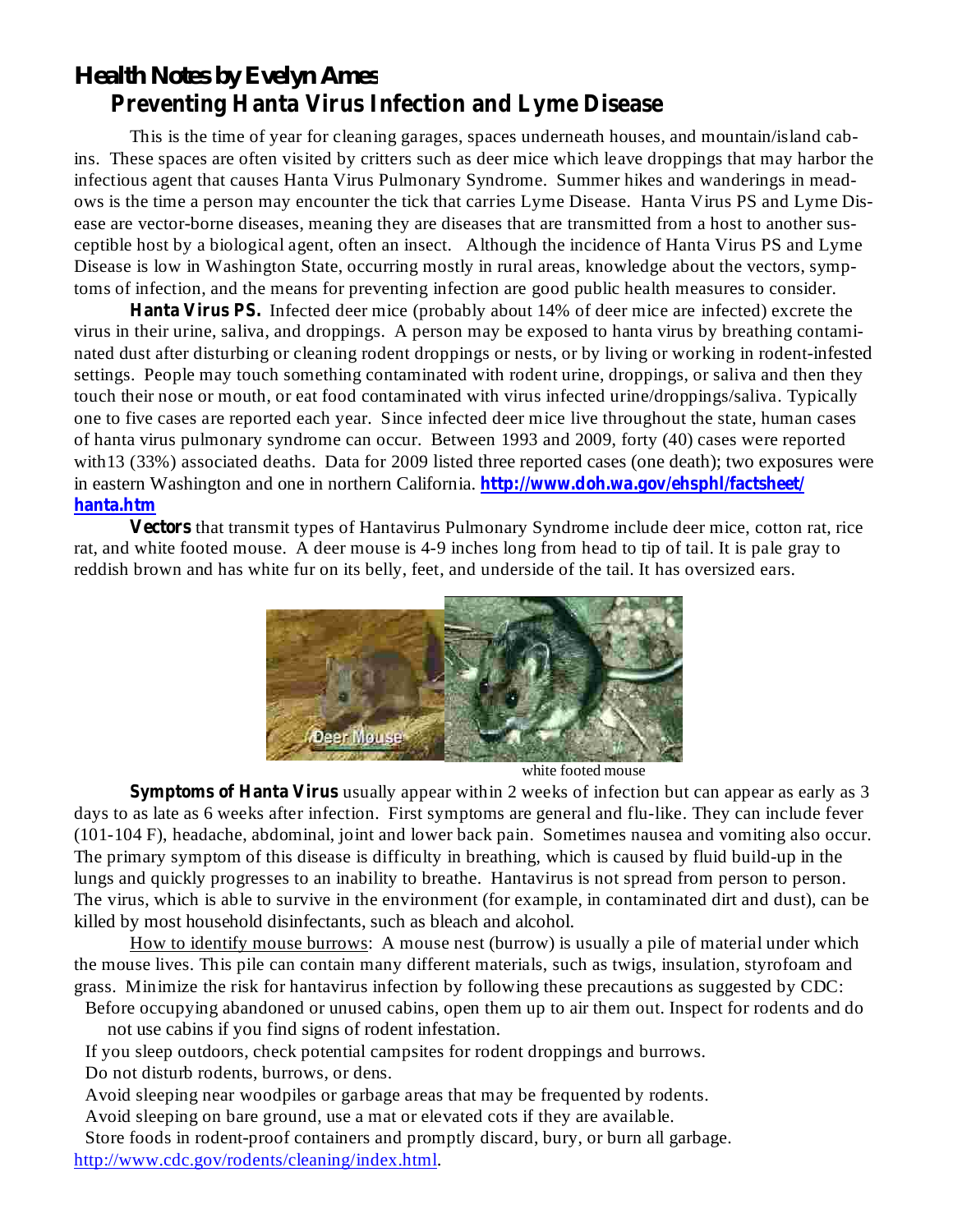# Health Notes by Evelyn Ames

## Preventing Hanta Virus Infection and Lyme Disease

This is the time of year for cleaning garages, spaces underneath houses, and mountain/island cabins. These spaces are often visited by critters such as deer mice which leave droppings that may harbor the infectious agent that causes Hanta Virus Pulmonary Syndrome. Summer hikes and wanderings in meadows is the time a person may encounter the tick that carries Lyme Disease. Hanta Virus PS and Lyme Disease are vector-borne diseases, meaning they are diseases that are transmitted from a host to another susceptible host by a biological agent, often an insect. Although the incidence of Hanta Virus PS and Lyme Disease is low in Washington State, occurring mostly in rural areas, knowledge about the vectors, symptoms of infection, and the means for preventing infection are good public health measures to consider.

**Hanta Virus PS.** Infected deer mice (probably about 14% of deer mice are infected) excrete the virus in their urine, saliva, and droppings. A person may be exposed to hanta virus by breathing contaminated dust after disturbing or cleaning rodent droppings or nests, or by living or working in rodent-infested settings. People may touch something contaminated with rodent urine, droppings, or saliva and then they touch their nose or mouth, or eat food contaminated with virus infected urine/droppings/saliva. Typically one to five cases are reported each year. Since infected deer mice live throughout the state, human cases of hanta virus pulmonary syndrome can occur. Between 1993 and 2009, forty (40) cases were reported with13 (33%) associated deaths. Data for 2009 listed three reported cases (one death); two exposures were in eastern Washington and one in northern California. **http://www.doh.wa.gov/ehsphl/factsheet/hanta.htm**

**Vectors** that transmit types of Hantavirus Pulmonary Syndrome include deer mice, cotton rat, rice rat, and white footed mouse. A deer mouse is 4-9 inches long from head to tip of tail. It is pale gray to reddish brown and has white fur on its belly, feet, and underside of the tail. It has oversized ears.

Deer Mouse

white footed mouse

**Symptoms of Hanta Virus** usually appear within 2 weeks of infection but can appear as early as 3 days to as late as 6 weeks after infection. First symptoms are general and flu-like. They can include fever (101-104 F), headache, abdominal, joint and lower back pain. Sometimes nausea and vomiting also occur. The primary symptom of this disease is difficulty in breathing, which is caused by fluid build-up in the lungs and quickly progresses to an inability to breathe. Hantavirus is not spread from person to person. The virus, which is able to survive in the environment (for example, in contaminated dirt and dust), can be killed by most household disinfectants, such as bleach and alcohol.

How to identify mouse burrows: A mouse nest (burrow) is usually a pile of material under which the mouse lives. This pile can contain many different materials, such as twigs, insulation, styrofoam and grass. Minimize the risk for hantavirus infection by following these precautions as suggested by CDC:

- Before occupying abandoned or unused cabins, open them up to air them out. Inspect for rodents and do not use cabins if you find signs of rodent infestation.
- If you sleep outdoors, check potential campsites for rodent droppings and burrows.
- Do not disturb rodents, burrows, or dens.
- Avoid sleeping near woodpiles or garbage areas that may be frequented by rodents.
- Avoid sleeping on bare ground, use a mat or elevated cots if they are available.
- Store foods in rodent-proof containers and promptly discard, bury, or burn all garbage.

http://www.cdc.gov/rodents/cleaning/index.html.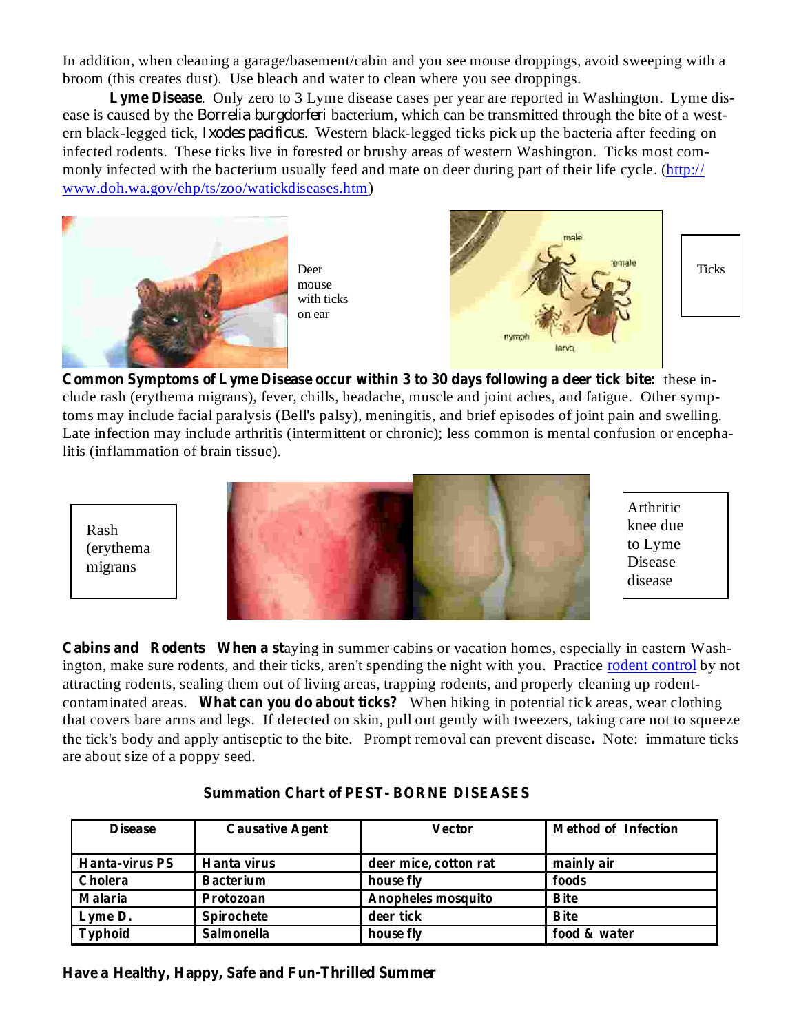In addition, when cleaning a garage/basement/cabin and you see mouse droppings, avoid sweeping with a broom (this creates dust). Use bleach and water to clean where you see droppings.

**Lyme Disease**. Only zero to 3 Lyme disease cases per year are reported in Washington. Lyme disease is caused by the *Borrelia burgdorferi* bacterium, which can be transmitted through the bite of a western black-legged tick, *Ixodes pacificus*. Western black-legged ticks pick up the bacteria after feeding on infected rodents. These ticks live in forested or brushy areas of western Washington. Ticks most commonly infected with the bacterium usually feed and mate on deer during part of their life cycle. (http://www.doh.wa.gov/ehp/ts/zoo/watickdiseases.htm)

Deer mouse with ticks on ear

Ticks

**Common Symptoms of Lyme Disease occur within 3 to 30 days following a deer tick bite:** these include rash (erythema migrans), fever, chills, headache, muscle and joint aches, and fatigue. Other symptoms may include facial paralysis (Bell's palsy), meningitis, and brief episodes of joint pain and swelling. Late infection may include arthritis (intermittent or chronic); less common is mental confusion or encephalitis (inflammation of brain tissue).

Rash (erythema migrans

Arthritic knee due to Lyme Disease disease

**Cabins and Rodents When a st**aying in summer cabins or vacation homes, especially in eastern Washington, make sure rodents, and their ticks, aren't spending the night with you. Practice rodent control by not attracting rodents, sealing them out of living areas, trapping rodents, and properly cleaning up rodent-contaminated areas. **What can you do about ticks?** When hiking in potential tick areas, wear clothing that covers bare arms and legs. If detected on skin, pull out gently with tweezers, taking care not to squeeze the tick's body and apply antiseptic to the bite. Prompt removal can prevent disease**.** Note: immature ticks are about size of a poppy seed.

**Summation Chart of PEST-BORNE DISEASES**

| Disease | Causative Agent | Vector | Method of Infection |
|---|---|---|---|
| Hanta-virus PS | Hanta virus | deer mice, cotton rat | mainly air |
| Cholera | Bacterium | house fly | foods |
| Malaria | Protozoan | Anopheles mosquito | Bite |
| Lyme D. | Spirochete | deer tick | Bite |
| Typhoid | Salmonella | house fly | food & water |

**Have a Healthy, Happy, Safe and Fun-Thrilled Summer**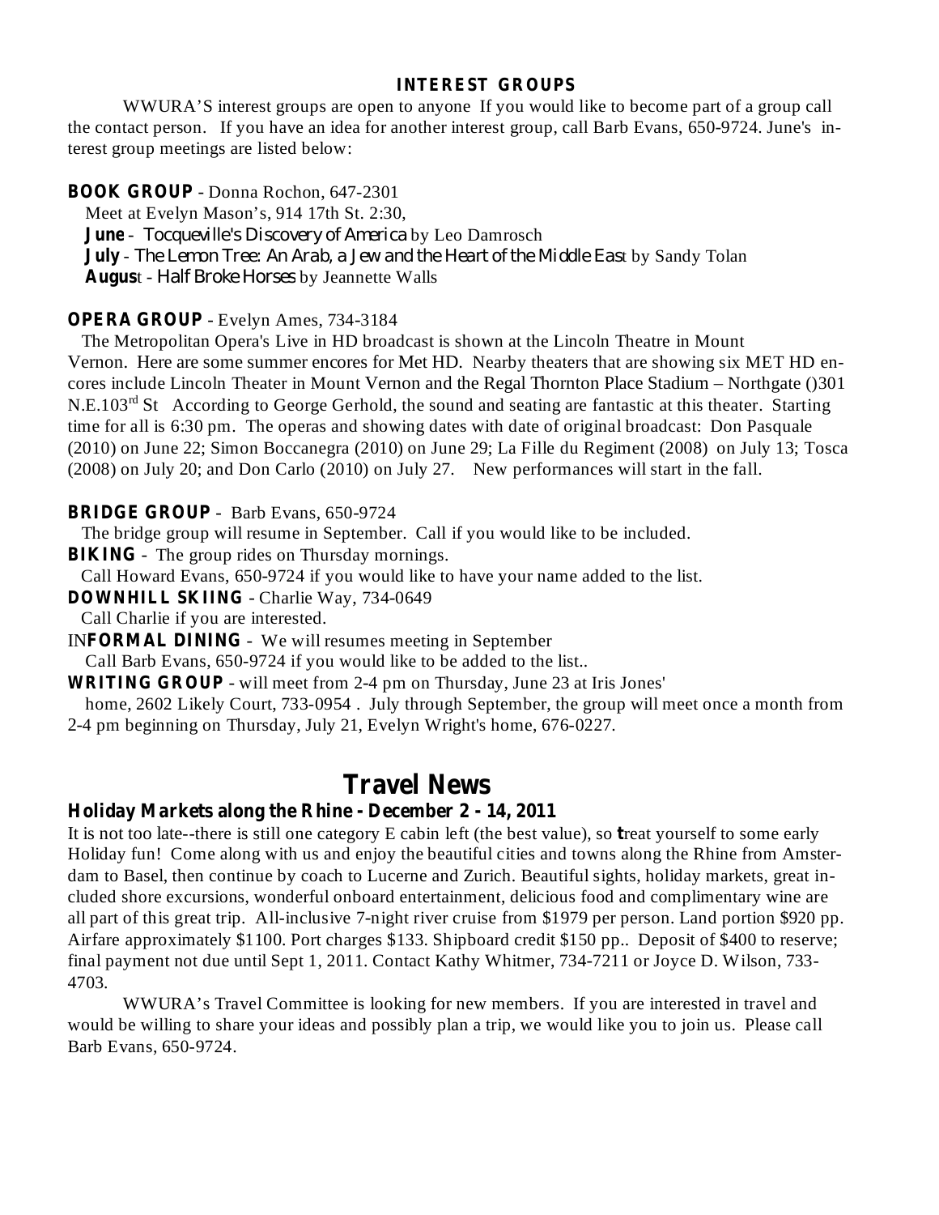## INTEREST GROUPS

WWURA'S interest groups are open to anyone If you would like to become part of a group call the contact person. If you have an idea for another interest group, call Barb Evans, 650-9724. June's interest group meetings are listed below:

**BOOK GROUP** - Donna Rochon, 647-2301

Meet at Evelyn Mason's, 914 17th St. 2:30,

**June** - *Tocqueville's Discovery of America* by Leo Damrosch

**July** - *The Lemon Tree: An Arab, a Jew and the Heart of the Middle East* by Sandy Tolan

**August** - *Half Broke Horses* by Jeannette Walls

**OPERA GROUP** - Evelyn Ames, 734-3184

The Metropolitan Opera's Live in HD broadcast is shown at the Lincoln Theatre in Mount Vernon. Here are some summer encores for Met HD. Nearby theaters that are showing six MET HD encores include Lincoln Theater in Mount Vernon and the Regal Thornton Place Stadium – Northgate ()301 N.E.103rd St According to George Gerhold, the sound and seating are fantastic at this theater. Starting time for all is 6:30 pm. The operas and showing dates with date of original broadcast: Don Pasquale (2010) on June 22; Simon Boccanegra (2010) on June 29; La Fille du Regiment (2008) on July 13; Tosca (2008) on July 20; and Don Carlo (2010) on July 27. New performances will start in the fall.

**BRIDGE GROUP** - Barb Evans, 650-9724

The bridge group will resume in September. Call if you would like to be included.

**BIKING** - The group rides on Thursday mornings.

Call Howard Evans, 650-9724 if you would like to have your name added to the list.

**DOWNHILL SKIING** - Charlie Way, 734-0649

Call Charlie if you are interested.

IN**FORMAL DINING** - We will resumes meeting in September

Call Barb Evans, 650-9724 if you would like to be added to the list..

**WRITING GROUP** - will meet from 2-4 pm on Thursday, June 23 at Iris Jones' home, 2602 Likely Court, 733-0954 . July through September, the group will meet once a month from 2-4 pm beginning on Thursday, July 21, Evelyn Wright's home, 676-0227.

# Travel News

### Holiday Markets along the Rhine - December 2 - 14, 2011

It is not too late--there is still one category E cabin left (the best value), so treat yourself to some early Holiday fun! Come along with us and enjoy the beautiful cities and towns along the Rhine from Amsterdam to Basel, then continue by coach to Lucerne and Zurich. Beautiful sights, holiday markets, great included shore excursions, wonderful onboard entertainment, delicious food and complimentary wine are all part of this great trip. All-inclusive 7-night river cruise from $1979 per person. Land portion $920 pp. Airfare approximately $1100. Port charges $133. Shipboard credit $150 pp.. Deposit of $400 to reserve; final payment not due until Sept 1, 2011. Contact Kathy Whitmer, 734-7211 or Joyce D. Wilson, 733-4703.

WWURA's Travel Committee is looking for new members. If you are interested in travel and would be willing to share your ideas and possibly plan a trip, we would like you to join us. Please call Barb Evans, 650-9724.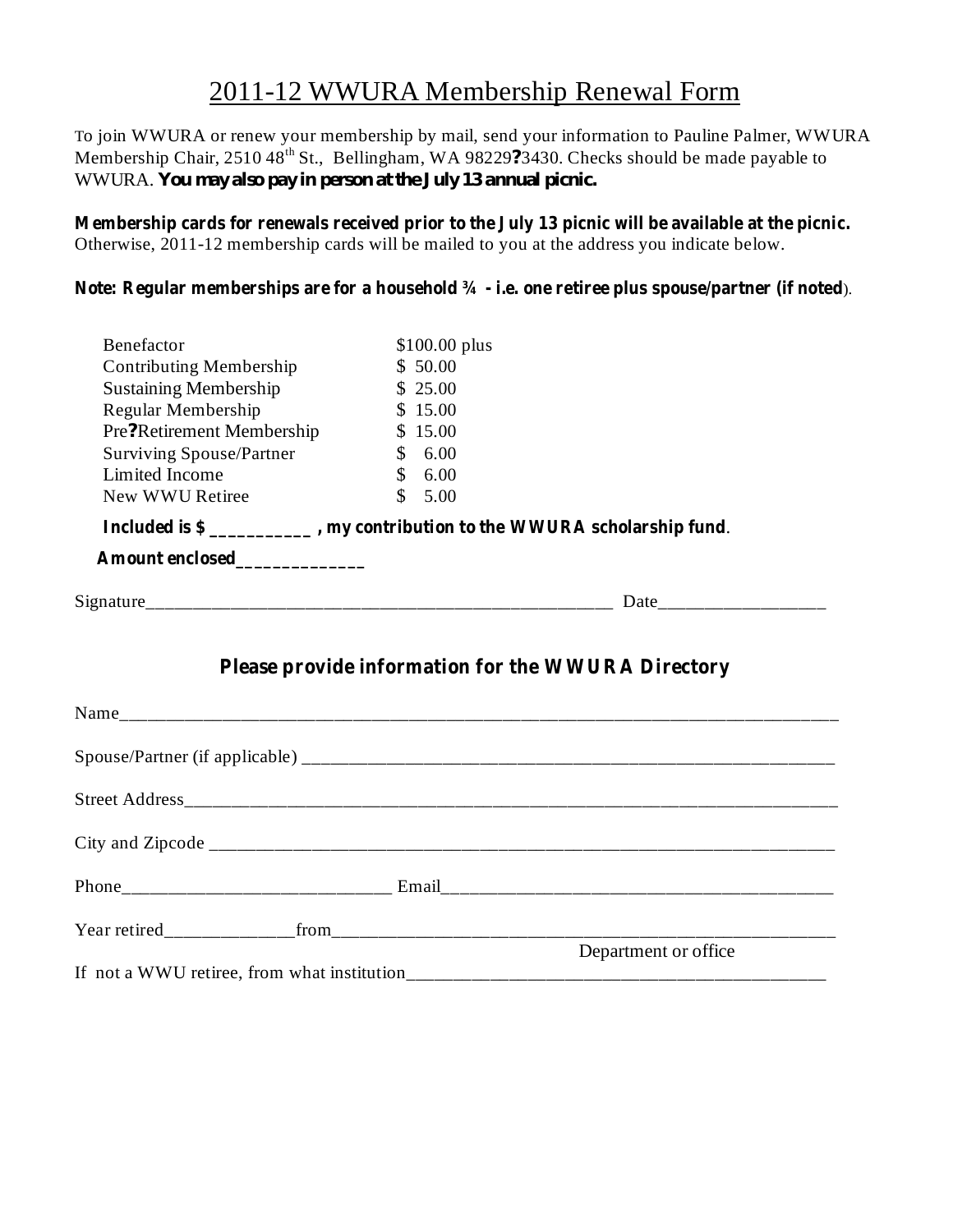# 2011-12 WWURA Membership Renewal Form

To join WWURA or renew your membership by mail, send your information to Pauline Palmer, WWURA Membership Chair, 2510 48th St., Bellingham, WA 98229?3430. Checks should be made payable to WWURA. **You may also pay in person at the July 13 annual picnic.**

**Membership cards for renewals received prior to the July 13 picnic will be available at the picnic.** Otherwise, 2011-12 membership cards will be mailed to you at the address you indicate below.

**Note: Regular memberships are for a household ¾ - i.e. one retiree plus spouse/partner (if noted**).

| | |
|---|---|
| Benefactor | $100.00 plus |
| Contributing Membership | $ 50.00 |
| Sustaining Membership | $ 25.00 |
| Regular Membership | $ 15.00 |
| Pre?Retirement Membership | $ 15.00 |
| Surviving Spouse/Partner | $ 6.00 |
| Limited Income | $ 6.00 |
| New WWU Retiree | $ 5.00 |

**Included is $ ___________ , my contribution to the WWURA scholarship fund**.

**Amount enclosed______________**

Signature____________________________________________________ Date__________________

**Please provide information for the WWURA Directory**

Name_________________________________________________________________________

Spouse/Partner (if applicable) _______________________________________________________

Street Address_________________________________________________________________

City and Zipcode _______________________________________________________________

Phone_____________________________ Email___________________________________________

Year retired______________from___________________________________________________

Department or office

If not a WWU retiree, from what institution_____________________________________________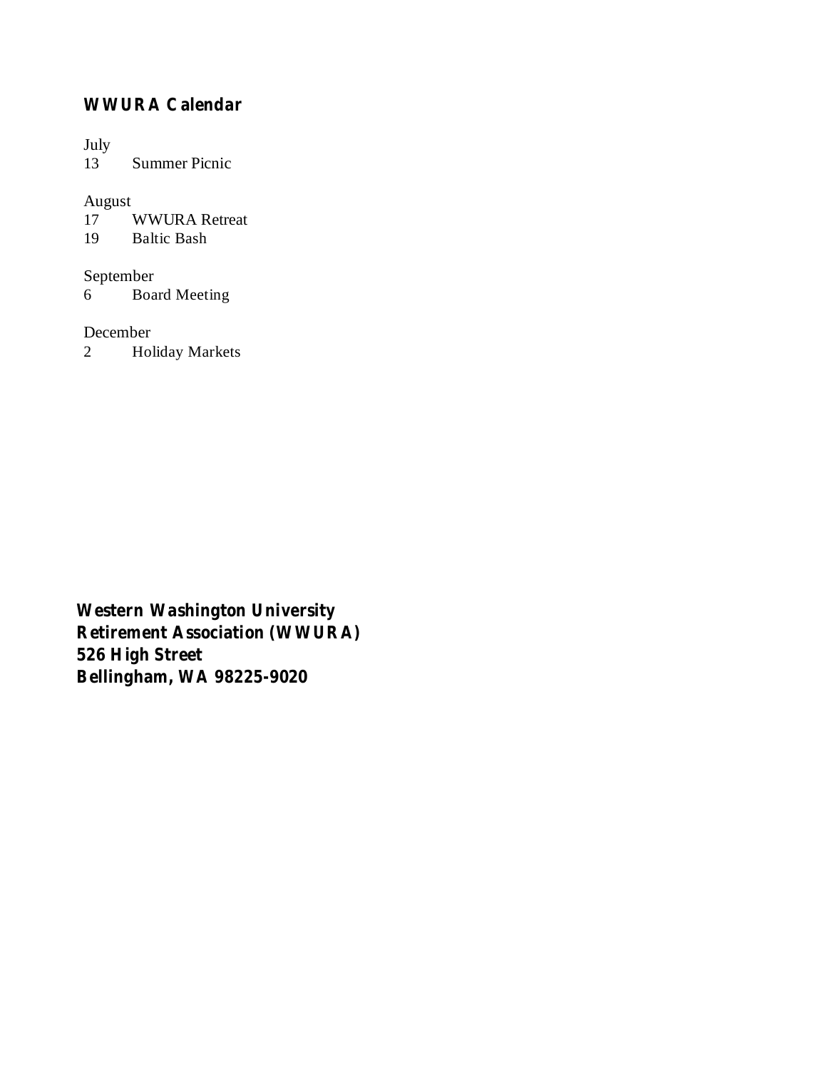## WWURA Calendar

July
13 Summer Picnic

August
17 WWURA Retreat
19 Baltic Bash

September
6 Board Meeting

December
2 Holiday Markets

**Western Washington University**
**Retirement Association (WWURA)**
**526 High Street**
**Bellingham, WA 98225-9020**